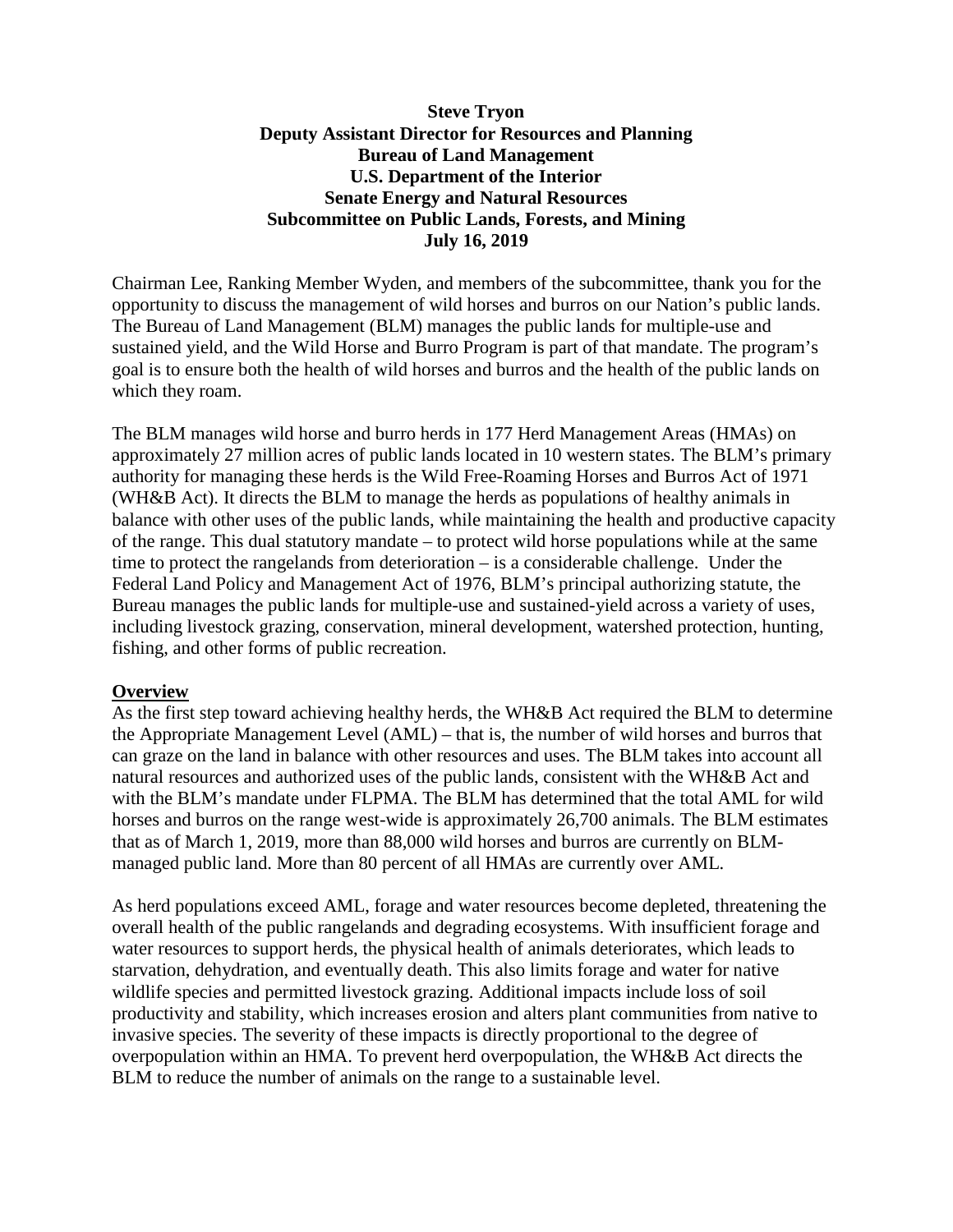**Steve Tryon**
**Deputy Assistant Director for Resources and Planning**
**Bureau of Land Management**
**U.S. Department of the Interior**
**Senate Energy and Natural Resources**
**Subcommittee on Public Lands, Forests, and Mining**
**July 16, 2019**

Chairman Lee, Ranking Member Wyden, and members of the subcommittee, thank you for the opportunity to discuss the management of wild horses and burros on our Nation's public lands. The Bureau of Land Management (BLM) manages the public lands for multiple-use and sustained yield, and the Wild Horse and Burro Program is part of that mandate. The program's goal is to ensure both the health of wild horses and burros and the health of the public lands on which they roam.

The BLM manages wild horse and burro herds in 177 Herd Management Areas (HMAs) on approximately 27 million acres of public lands located in 10 western states. The BLM's primary authority for managing these herds is the Wild Free-Roaming Horses and Burros Act of 1971 (WH&B Act). It directs the BLM to manage the herds as populations of healthy animals in balance with other uses of the public lands, while maintaining the health and productive capacity of the range. This dual statutory mandate – to protect wild horse populations while at the same time to protect the rangelands from deterioration – is a considerable challenge. Under the Federal Land Policy and Management Act of 1976, BLM's principal authorizing statute, the Bureau manages the public lands for multiple-use and sustained-yield across a variety of uses, including livestock grazing, conservation, mineral development, watershed protection, hunting, fishing, and other forms of public recreation.

## Overview

As the first step toward achieving healthy herds, the WH&B Act required the BLM to determine the Appropriate Management Level (AML) – that is, the number of wild horses and burros that can graze on the land in balance with other resources and uses. The BLM takes into account all natural resources and authorized uses of the public lands, consistent with the WH&B Act and with the BLM's mandate under FLPMA. The BLM has determined that the total AML for wild horses and burros on the range west-wide is approximately 26,700 animals. The BLM estimates that as of March 1, 2019, more than 88,000 wild horses and burros are currently on BLM-managed public land. More than 80 percent of all HMAs are currently over AML.

As herd populations exceed AML, forage and water resources become depleted, threatening the overall health of the public rangelands and degrading ecosystems. With insufficient forage and water resources to support herds, the physical health of animals deteriorates, which leads to starvation, dehydration, and eventually death. This also limits forage and water for native wildlife species and permitted livestock grazing. Additional impacts include loss of soil productivity and stability, which increases erosion and alters plant communities from native to invasive species. The severity of these impacts is directly proportional to the degree of overpopulation within an HMA. To prevent herd overpopulation, the WH&B Act directs the BLM to reduce the number of animals on the range to a sustainable level.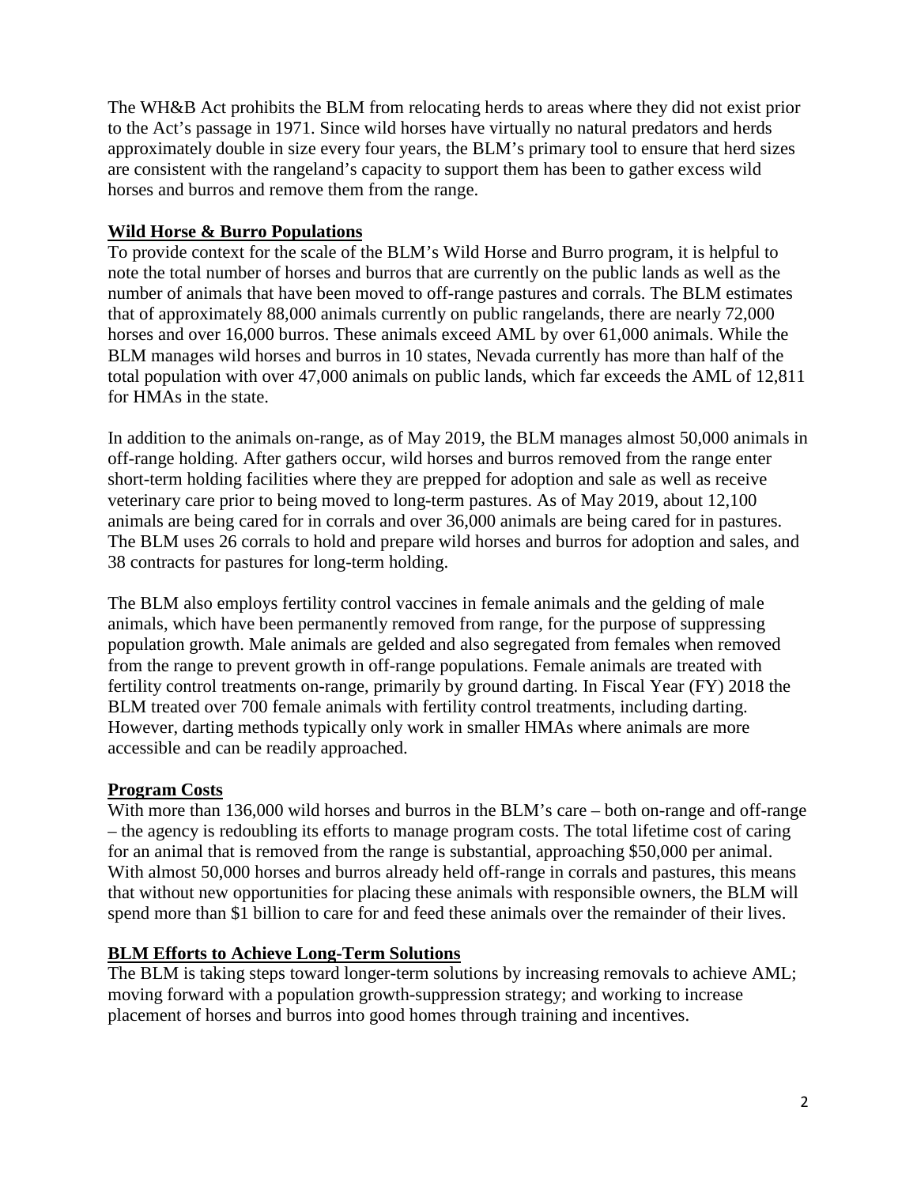The WH&B Act prohibits the BLM from relocating herds to areas where they did not exist prior to the Act's passage in 1971. Since wild horses have virtually no natural predators and herds approximately double in size every four years, the BLM's primary tool to ensure that herd sizes are consistent with the rangeland's capacity to support them has been to gather excess wild horses and burros and remove them from the range.

## Wild Horse & Burro Populations

To provide context for the scale of the BLM's Wild Horse and Burro program, it is helpful to note the total number of horses and burros that are currently on the public lands as well as the number of animals that have been moved to off-range pastures and corrals. The BLM estimates that of approximately 88,000 animals currently on public rangelands, there are nearly 72,000 horses and over 16,000 burros. These animals exceed AML by over 61,000 animals. While the BLM manages wild horses and burros in 10 states, Nevada currently has more than half of the total population with over 47,000 animals on public lands, which far exceeds the AML of 12,811 for HMAs in the state.

In addition to the animals on-range, as of May 2019, the BLM manages almost 50,000 animals in off-range holding. After gathers occur, wild horses and burros removed from the range enter short-term holding facilities where they are prepped for adoption and sale as well as receive veterinary care prior to being moved to long-term pastures. As of May 2019, about 12,100 animals are being cared for in corrals and over 36,000 animals are being cared for in pastures. The BLM uses 26 corrals to hold and prepare wild horses and burros for adoption and sales, and 38 contracts for pastures for long-term holding.

The BLM also employs fertility control vaccines in female animals and the gelding of male animals, which have been permanently removed from range, for the purpose of suppressing population growth. Male animals are gelded and also segregated from females when removed from the range to prevent growth in off-range populations. Female animals are treated with fertility control treatments on-range, primarily by ground darting. In Fiscal Year (FY) 2018 the BLM treated over 700 female animals with fertility control treatments, including darting. However, darting methods typically only work in smaller HMAs where animals are more accessible and can be readily approached.

## Program Costs

With more than 136,000 wild horses and burros in the BLM's care – both on-range and off-range – the agency is redoubling its efforts to manage program costs. The total lifetime cost of caring for an animal that is removed from the range is substantial, approaching $50,000 per animal. With almost 50,000 horses and burros already held off-range in corrals and pastures, this means that without new opportunities for placing these animals with responsible owners, the BLM will spend more than $1 billion to care for and feed these animals over the remainder of their lives.

## BLM Efforts to Achieve Long-Term Solutions

The BLM is taking steps toward longer-term solutions by increasing removals to achieve AML; moving forward with a population growth-suppression strategy; and working to increase placement of horses and burros into good homes through training and incentives.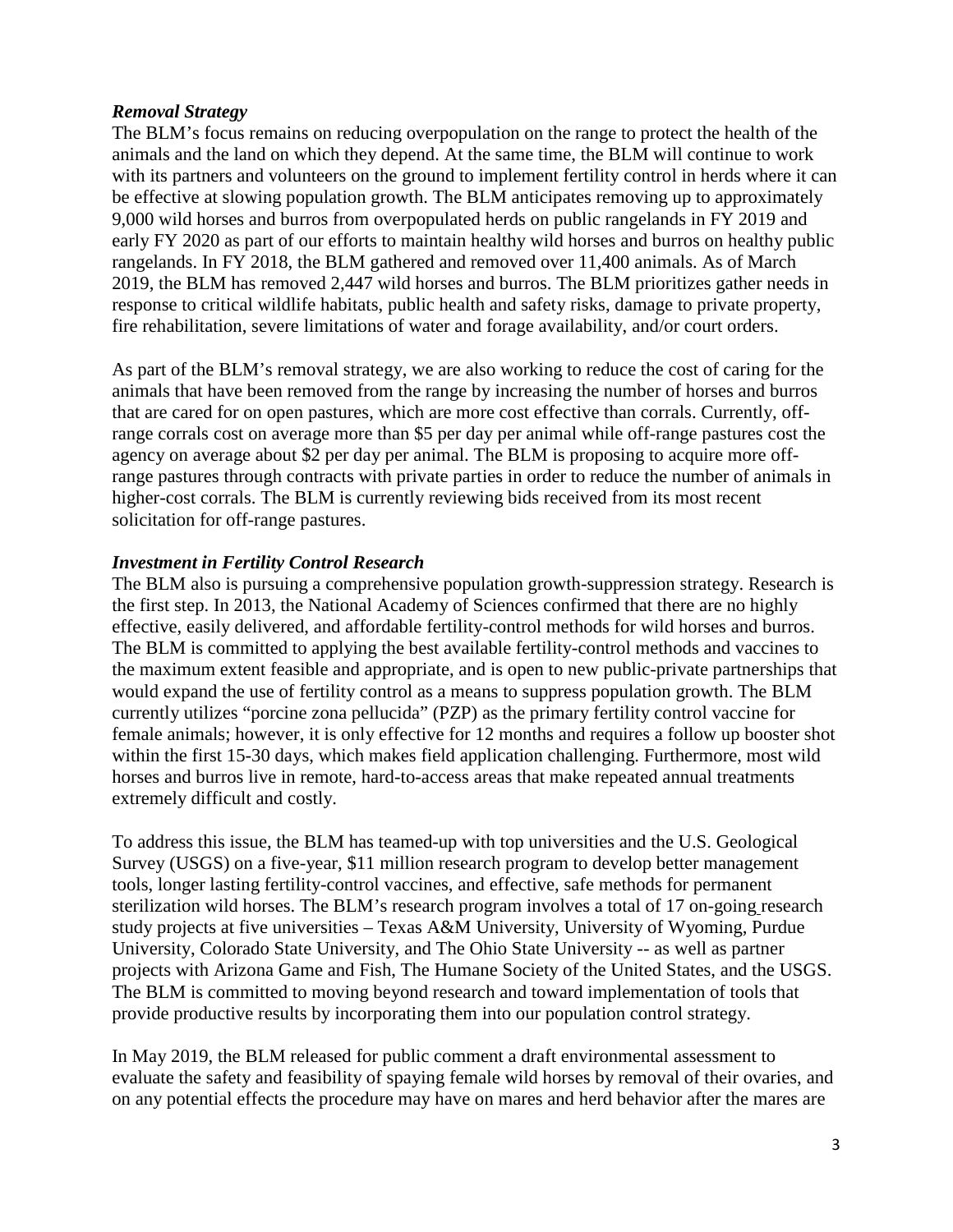### *Removal Strategy*

The BLM's focus remains on reducing overpopulation on the range to protect the health of the animals and the land on which they depend. At the same time, the BLM will continue to work with its partners and volunteers on the ground to implement fertility control in herds where it can be effective at slowing population growth. The BLM anticipates removing up to approximately 9,000 wild horses and burros from overpopulated herds on public rangelands in FY 2019 and early FY 2020 as part of our efforts to maintain healthy wild horses and burros on healthy public rangelands. In FY 2018, the BLM gathered and removed over 11,400 animals. As of March 2019, the BLM has removed 2,447 wild horses and burros. The BLM prioritizes gather needs in response to critical wildlife habitats, public health and safety risks, damage to private property, fire rehabilitation, severe limitations of water and forage availability, and/or court orders.

As part of the BLM's removal strategy, we are also working to reduce the cost of caring for the animals that have been removed from the range by increasing the number of horses and burros that are cared for on open pastures, which are more cost effective than corrals. Currently, off-range corrals cost on average more than $5 per day per animal while off-range pastures cost the agency on average about $2 per day per animal. The BLM is proposing to acquire more off-range pastures through contracts with private parties in order to reduce the number of animals in higher-cost corrals. The BLM is currently reviewing bids received from its most recent solicitation for off-range pastures.

### *Investment in Fertility Control Research*

The BLM also is pursuing a comprehensive population growth-suppression strategy. Research is the first step. In 2013, the National Academy of Sciences confirmed that there are no highly effective, easily delivered, and affordable fertility-control methods for wild horses and burros. The BLM is committed to applying the best available fertility-control methods and vaccines to the maximum extent feasible and appropriate, and is open to new public-private partnerships that would expand the use of fertility control as a means to suppress population growth. The BLM currently utilizes "porcine zona pellucida" (PZP) as the primary fertility control vaccine for female animals; however, it is only effective for 12 months and requires a follow up booster shot within the first 15-30 days, which makes field application challenging. Furthermore, most wild horses and burros live in remote, hard-to-access areas that make repeated annual treatments extremely difficult and costly.

To address this issue, the BLM has teamed-up with top universities and the U.S. Geological Survey (USGS) on a five-year, $11 million research program to develop better management tools, longer lasting fertility-control vaccines, and effective, safe methods for permanent sterilization wild horses. The BLM's research program involves a total of 17 on-going research study projects at five universities – Texas A&M University, University of Wyoming, Purdue University, Colorado State University, and The Ohio State University -- as well as partner projects with Arizona Game and Fish, The Humane Society of the United States, and the USGS. The BLM is committed to moving beyond research and toward implementation of tools that provide productive results by incorporating them into our population control strategy.

In May 2019, the BLM released for public comment a draft environmental assessment to evaluate the safety and feasibility of spaying female wild horses by removal of their ovaries, and on any potential effects the procedure may have on mares and herd behavior after the mares are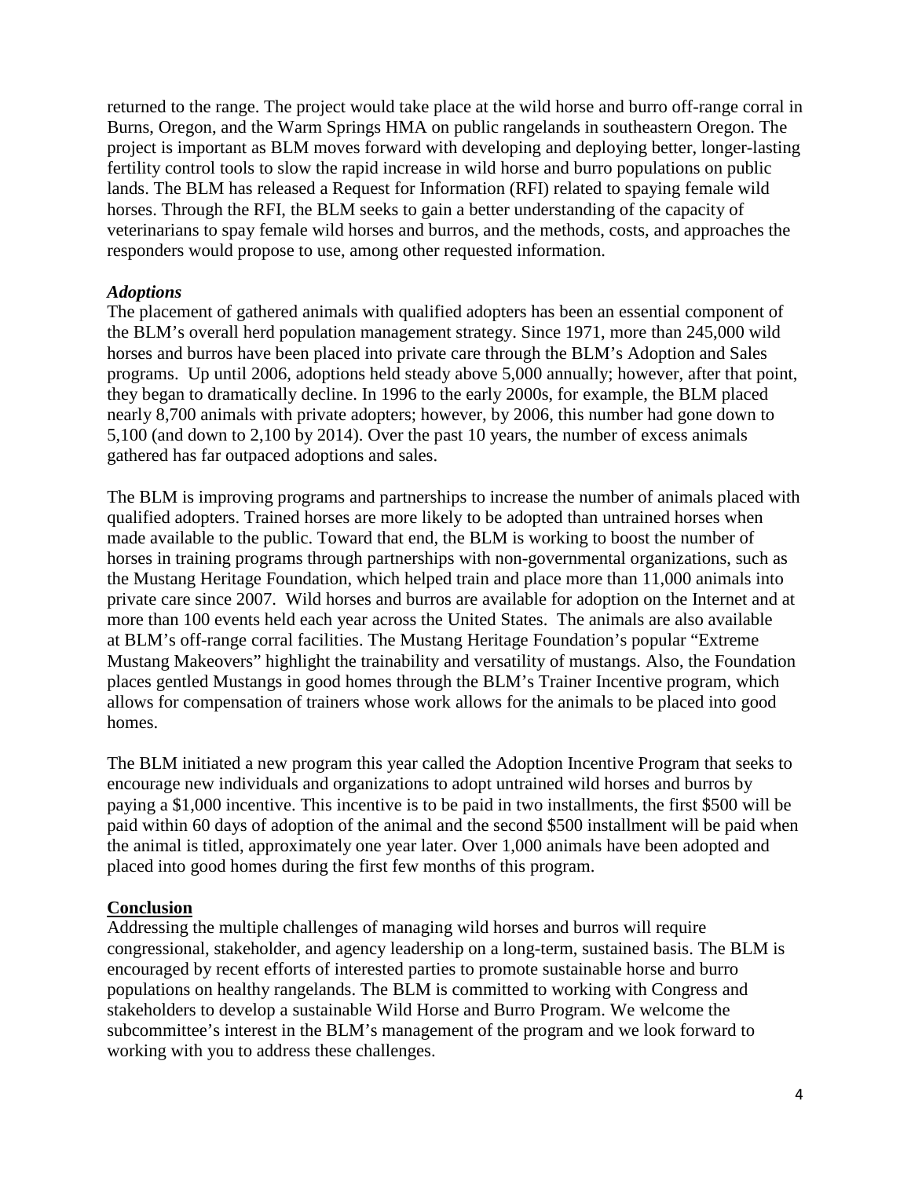returned to the range. The project would take place at the wild horse and burro off-range corral in Burns, Oregon, and the Warm Springs HMA on public rangelands in southeastern Oregon. The project is important as BLM moves forward with developing and deploying better, longer-lasting fertility control tools to slow the rapid increase in wild horse and burro populations on public lands. The BLM has released a Request for Information (RFI) related to spaying female wild horses. Through the RFI, the BLM seeks to gain a better understanding of the capacity of veterinarians to spay female wild horses and burros, and the methods, costs, and approaches the responders would propose to use, among other requested information.

***Adoptions***

The placement of gathered animals with qualified adopters has been an essential component of the BLM's overall herd population management strategy. Since 1971, more than 245,000 wild horses and burros have been placed into private care through the BLM's Adoption and Sales programs. Up until 2006, adoptions held steady above 5,000 annually; however, after that point, they began to dramatically decline. In 1996 to the early 2000s, for example, the BLM placed nearly 8,700 animals with private adopters; however, by 2006, this number had gone down to 5,100 (and down to 2,100 by 2014). Over the past 10 years, the number of excess animals gathered has far outpaced adoptions and sales.

The BLM is improving programs and partnerships to increase the number of animals placed with qualified adopters. Trained horses are more likely to be adopted than untrained horses when made available to the public. Toward that end, the BLM is working to boost the number of horses in training programs through partnerships with non-governmental organizations, such as the Mustang Heritage Foundation, which helped train and place more than 11,000 animals into private care since 2007. Wild horses and burros are available for adoption on the Internet and at more than 100 events held each year across the United States. The animals are also available at BLM's off-range corral facilities. The Mustang Heritage Foundation's popular "Extreme Mustang Makeovers" highlight the trainability and versatility of mustangs. Also, the Foundation places gentled Mustangs in good homes through the BLM's Trainer Incentive program, which allows for compensation of trainers whose work allows for the animals to be placed into good homes.

The BLM initiated a new program this year called the Adoption Incentive Program that seeks to encourage new individuals and organizations to adopt untrained wild horses and burros by paying a $1,000 incentive. This incentive is to be paid in two installments, the first $500 will be paid within 60 days of adoption of the animal and the second $500 installment will be paid when the animal is titled, approximately one year later. Over 1,000 animals have been adopted and placed into good homes during the first few months of this program.

## Conclusion

Addressing the multiple challenges of managing wild horses and burros will require congressional, stakeholder, and agency leadership on a long-term, sustained basis. The BLM is encouraged by recent efforts of interested parties to promote sustainable horse and burro populations on healthy rangelands. The BLM is committed to working with Congress and stakeholders to develop a sustainable Wild Horse and Burro Program. We welcome the subcommittee's interest in the BLM's management of the program and we look forward to working with you to address these challenges.